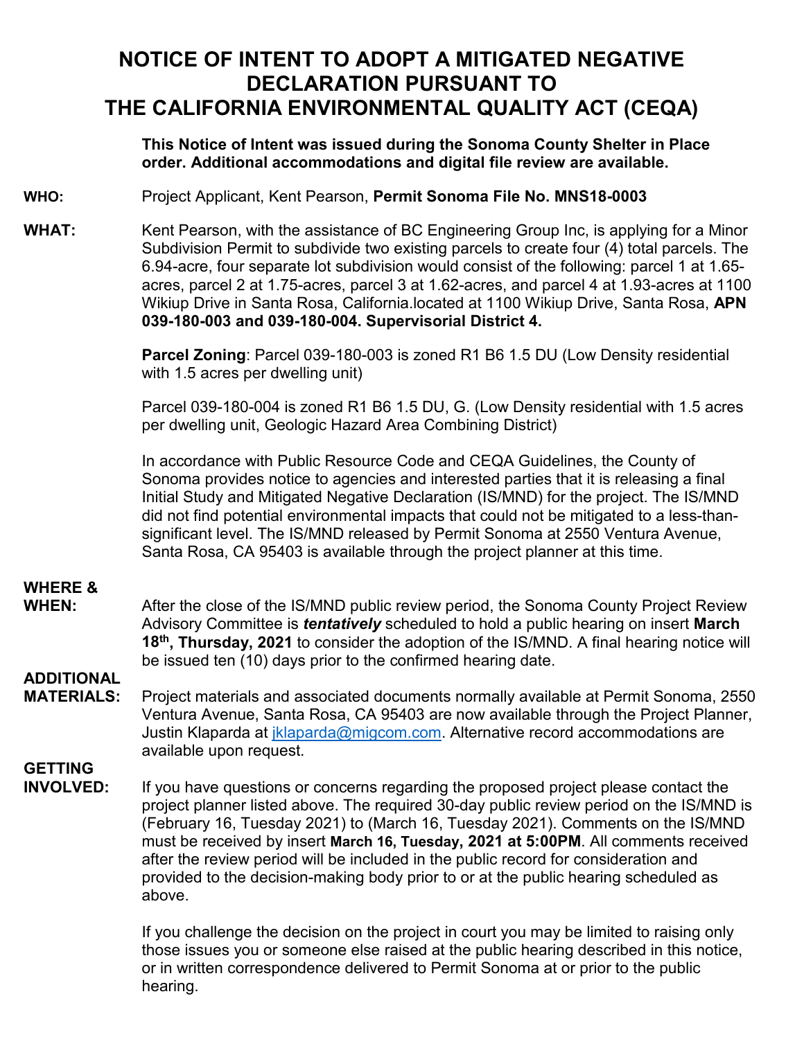# NOTICE OF INTENT TO ADOPT A MITIGATED NEGATIVE DECLARATION PURSUANT TO THE CALIFORNIA ENVIRONMENTAL QUALITY ACT (CEQA)

**This Notice of Intent was issued during the Sonoma County Shelter in Place order. Additional accommodations and digital file review are available.**

**WHO:** Project Applicant, Kent Pearson, **Permit Sonoma File No. MNS18-0003**

**WHAT:** Kent Pearson, with the assistance of BC Engineering Group Inc, is applying for a Minor Subdivision Permit to subdivide two existing parcels to create four (4) total parcels. The 6.94-acre, four separate lot subdivision would consist of the following: parcel 1 at 1.65-acres, parcel 2 at 1.75-acres, parcel 3 at 1.62-acres, and parcel 4 at 1.93-acres at 1100 Wikiup Drive in Santa Rosa, California.located at 1100 Wikiup Drive, Santa Rosa, **APN 039-180-003 and 039-180-004. Supervisorial District 4.**

**Parcel Zoning**: Parcel 039-180-003 is zoned R1 B6 1.5 DU (Low Density residential with 1.5 acres per dwelling unit)

Parcel 039-180-004 is zoned R1 B6 1.5 DU, G. (Low Density residential with 1.5 acres per dwelling unit, Geologic Hazard Area Combining District)

In accordance with Public Resource Code and CEQA Guidelines, the County of Sonoma provides notice to agencies and interested parties that it is releasing a final Initial Study and Mitigated Negative Declaration (IS/MND) for the project. The IS/MND did not find potential environmental impacts that could not be mitigated to a less-than-significant level. The IS/MND released by Permit Sonoma at 2550 Ventura Avenue, Santa Rosa, CA 95403 is available through the project planner at this time.

**WHERE & WHEN:** After the close of the IS/MND public review period, the Sonoma County Project Review Advisory Committee is ***tentatively*** scheduled to hold a public hearing on insert **March 18th, Thursday, 2021** to consider the adoption of the IS/MND. A final hearing notice will be issued ten (10) days prior to the confirmed hearing date.

**ADDITIONAL MATERIALS:** Project materials and associated documents normally available at Permit Sonoma, 2550 Ventura Avenue, Santa Rosa, CA 95403 are now available through the Project Planner, Justin Klaparda at jklaparda@migcom.com. Alternative record accommodations are available upon request.

**GETTING INVOLVED:** If you have questions or concerns regarding the proposed project please contact the project planner listed above. The required 30-day public review period on the IS/MND is (February 16, Tuesday 2021) to (March 16, Tuesday 2021). Comments on the IS/MND must be received by insert **March 16, Tuesday, 2021 at 5:00PM**. All comments received after the review period will be included in the public record for consideration and provided to the decision-making body prior to or at the public hearing scheduled as above.

If you challenge the decision on the project in court you may be limited to raising only those issues you or someone else raised at the public hearing described in this notice, or in written correspondence delivered to Permit Sonoma at or prior to the public hearing.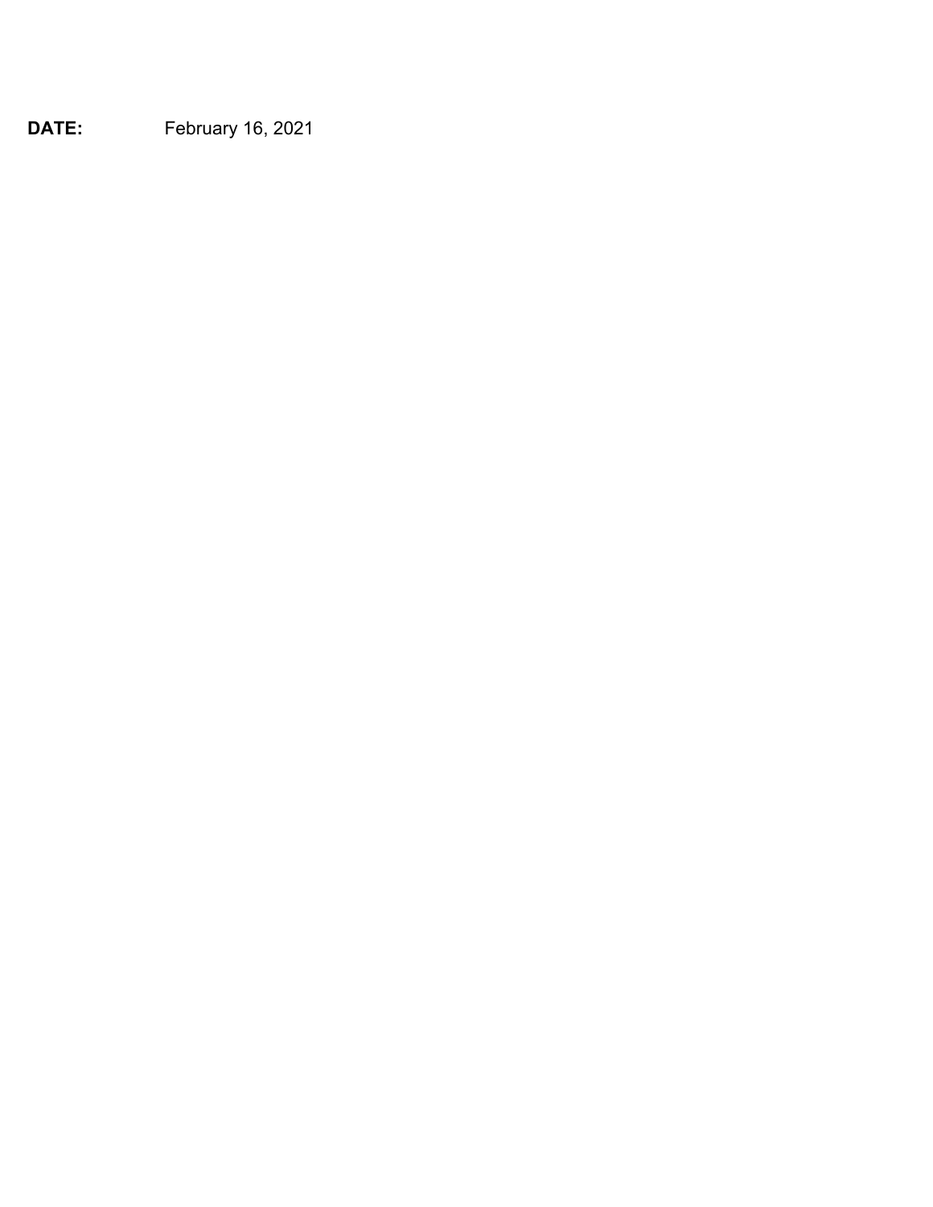**DATE:** February 16, 2021